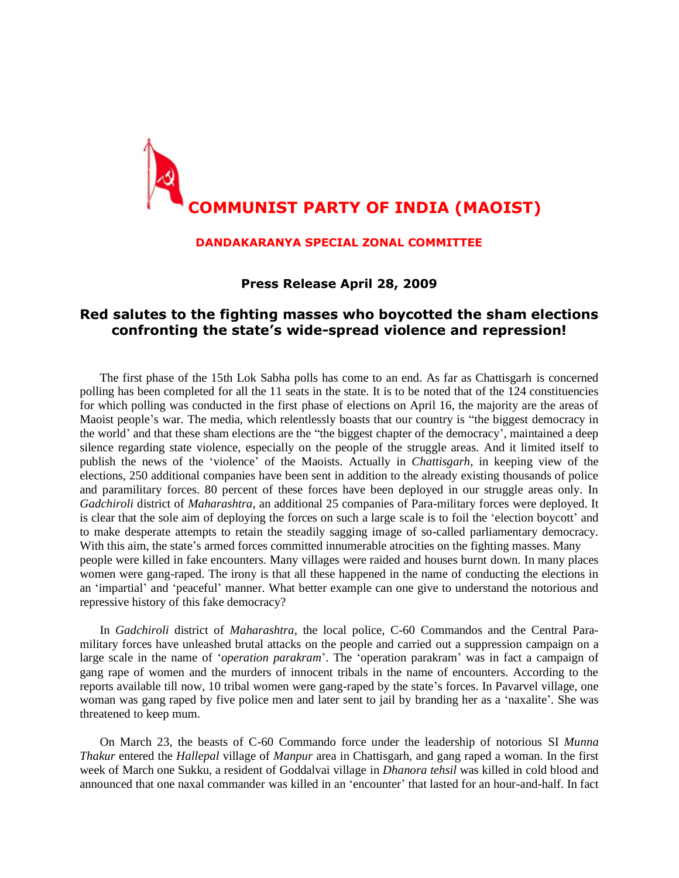# COMMUNIST PARTY OF INDIA (MAOIST)

**DANDAKARANYA SPECIAL ZONAL COMMITTEE**

**Press Release April 28, 2009**

## Red salutes to the fighting masses who boycotted the sham elections confronting the state's wide-spread violence and repression!

The first phase of the 15th Lok Sabha polls has come to an end. As far as Chattisgarh is concerned polling has been completed for all the 11 seats in the state. It is to be noted that of the 124 constituencies for which polling was conducted in the first phase of elections on April 16, the majority are the areas of Maoist people's war. The media, which relentlessly boasts that our country is "the biggest democracy in the world' and that these sham elections are the "the biggest chapter of the democracy', maintained a deep silence regarding state violence, especially on the people of the struggle areas. And it limited itself to publish the news of the 'violence' of the Maoists. Actually in *Chattisgarh*, in keeping view of the elections, 250 additional companies have been sent in addition to the already existing thousands of police and paramilitary forces. 80 percent of these forces have been deployed in our struggle areas only. In *Gadchiroli* district of *Maharashtra*, an additional 25 companies of Para-military forces were deployed. It is clear that the sole aim of deploying the forces on such a large scale is to foil the 'election boycott' and to make desperate attempts to retain the steadily sagging image of so-called parliamentary democracy. With this aim, the state's armed forces committed innumerable atrocities on the fighting masses. Many people were killed in fake encounters. Many villages were raided and houses burnt down. In many places women were gang-raped. The irony is that all these happened in the name of conducting the elections in an 'impartial' and 'peaceful' manner. What better example can one give to understand the notorious and repressive history of this fake democracy?

In *Gadchiroli* district of *Maharashtra*, the local police, C-60 Commandos and the Central Para-military forces have unleashed brutal attacks on the people and carried out a suppression campaign on a large scale in the name of '*operation parakram*'. The 'operation parakram' was in fact a campaign of gang rape of women and the murders of innocent tribals in the name of encounters. According to the reports available till now, 10 tribal women were gang-raped by the state's forces. In Pavarvel village, one woman was gang raped by five police men and later sent to jail by branding her as a 'naxalite'. She was threatened to keep mum.

On March 23, the beasts of C-60 Commando force under the leadership of notorious SI *Munna Thakur* entered the *Hallepal* village of *Manpur* area in Chattisgarh, and gang raped a woman. In the first week of March one Sukku, a resident of Goddalvai village in *Dhanora tehsil* was killed in cold blood and announced that one naxal commander was killed in an 'encounter' that lasted for an hour-and-half. In fact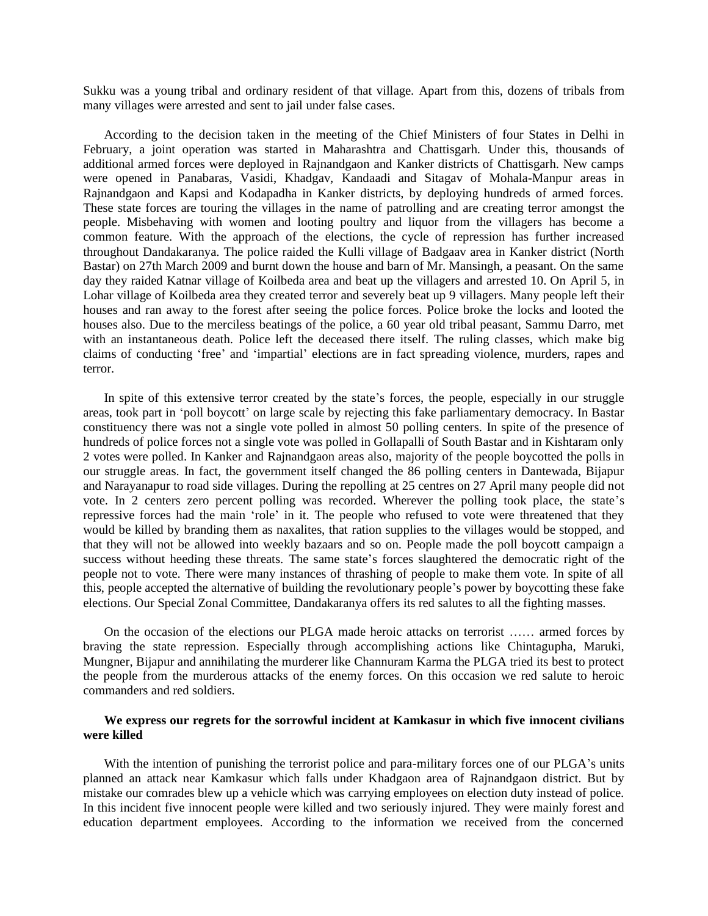Sukku was a young tribal and ordinary resident of that village. Apart from this, dozens of tribals from many villages were arrested and sent to jail under false cases.

According to the decision taken in the meeting of the Chief Ministers of four States in Delhi in February, a joint operation was started in Maharashtra and Chattisgarh. Under this, thousands of additional armed forces were deployed in Rajnandgaon and Kanker districts of Chattisgarh. New camps were opened in Panabaras, Vasidi, Khadgav, Kandaadi and Sitagav of Mohala-Manpur areas in Rajnandgaon and Kapsi and Kodapadha in Kanker districts, by deploying hundreds of armed forces. These state forces are touring the villages in the name of patrolling and are creating terror amongst the people. Misbehaving with women and looting poultry and liquor from the villagers has become a common feature. With the approach of the elections, the cycle of repression has further increased throughout Dandakaranya. The police raided the Kulli village of Badgaav area in Kanker district (North Bastar) on 27th March 2009 and burnt down the house and barn of Mr. Mansingh, a peasant. On the same day they raided Katnar village of Koilbeda area and beat up the villagers and arrested 10. On April 5, in Lohar village of Koilbeda area they created terror and severely beat up 9 villagers. Many people left their houses and ran away to the forest after seeing the police forces. Police broke the locks and looted the houses also. Due to the merciless beatings of the police, a 60 year old tribal peasant, Sammu Darro, met with an instantaneous death. Police left the deceased there itself. The ruling classes, which make big claims of conducting 'free' and 'impartial' elections are in fact spreading violence, murders, rapes and terror.

In spite of this extensive terror created by the state's forces, the people, especially in our struggle areas, took part in 'poll boycott' on large scale by rejecting this fake parliamentary democracy. In Bastar constituency there was not a single vote polled in almost 50 polling centers. In spite of the presence of hundreds of police forces not a single vote was polled in Gollapalli of South Bastar and in Kishtaram only 2 votes were polled. In Kanker and Rajnandgaon areas also, majority of the people boycotted the polls in our struggle areas. In fact, the government itself changed the 86 polling centers in Dantewada, Bijapur and Narayanapur to road side villages. During the repolling at 25 centres on 27 April many people did not vote. In 2 centers zero percent polling was recorded. Wherever the polling took place, the state's repressive forces had the main 'role' in it. The people who refused to vote were threatened that they would be killed by branding them as naxalites, that ration supplies to the villages would be stopped, and that they will not be allowed into weekly bazaars and so on. People made the poll boycott campaign a success without heeding these threats. The same state's forces slaughtered the democratic right of the people not to vote. There were many instances of thrashing of people to make them vote. In spite of all this, people accepted the alternative of building the revolutionary people's power by boycotting these fake elections. Our Special Zonal Committee, Dandakaranya offers its red salutes to all the fighting masses.

On the occasion of the elections our PLGA made heroic attacks on terrorist …… armed forces by braving the state repression. Especially through accomplishing actions like Chintagupha, Maruki, Mungner, Bijapur and annihilating the murderer like Channuram Karma the PLGA tried its best to protect the people from the murderous attacks of the enemy forces. On this occasion we red salute to heroic commanders and red soldiers.

**We express our regrets for the sorrowful incident at Kamkasur in which five innocent civilians were killed**

With the intention of punishing the terrorist police and para-military forces one of our PLGA's units planned an attack near Kamkasur which falls under Khadgaon area of Rajnandgaon district. But by mistake our comrades blew up a vehicle which was carrying employees on election duty instead of police. In this incident five innocent people were killed and two seriously injured. They were mainly forest and education department employees. According to the information we received from the concerned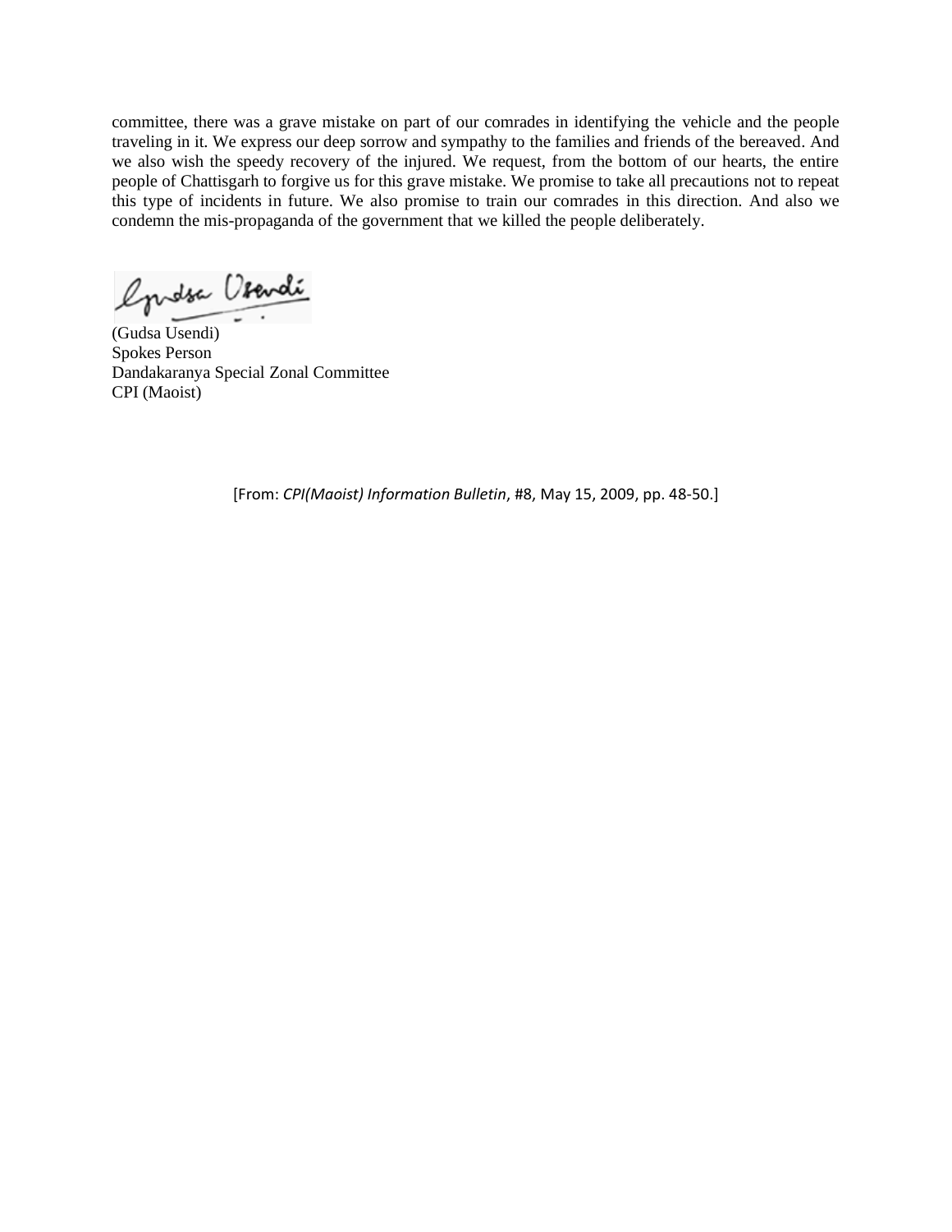committee, there was a grave mistake on part of our comrades in identifying the vehicle and the people traveling in it. We express our deep sorrow and sympathy to the families and friends of the bereaved. And we also wish the speedy recovery of the injured. We request, from the bottom of our hearts, the entire people of Chattisgarh to forgive us for this grave mistake. We promise to take all precautions not to repeat this type of incidents in future. We also promise to train our comrades in this direction. And also we condemn the mis-propaganda of the government that we killed the people deliberately.

(Gudsa Usendi)
Spokes Person
Dandakaranya Special Zonal Committee
CPI (Maoist)

[From: *CPI(Maoist) Information Bulletin*, #8, May 15, 2009, pp. 48-50.]